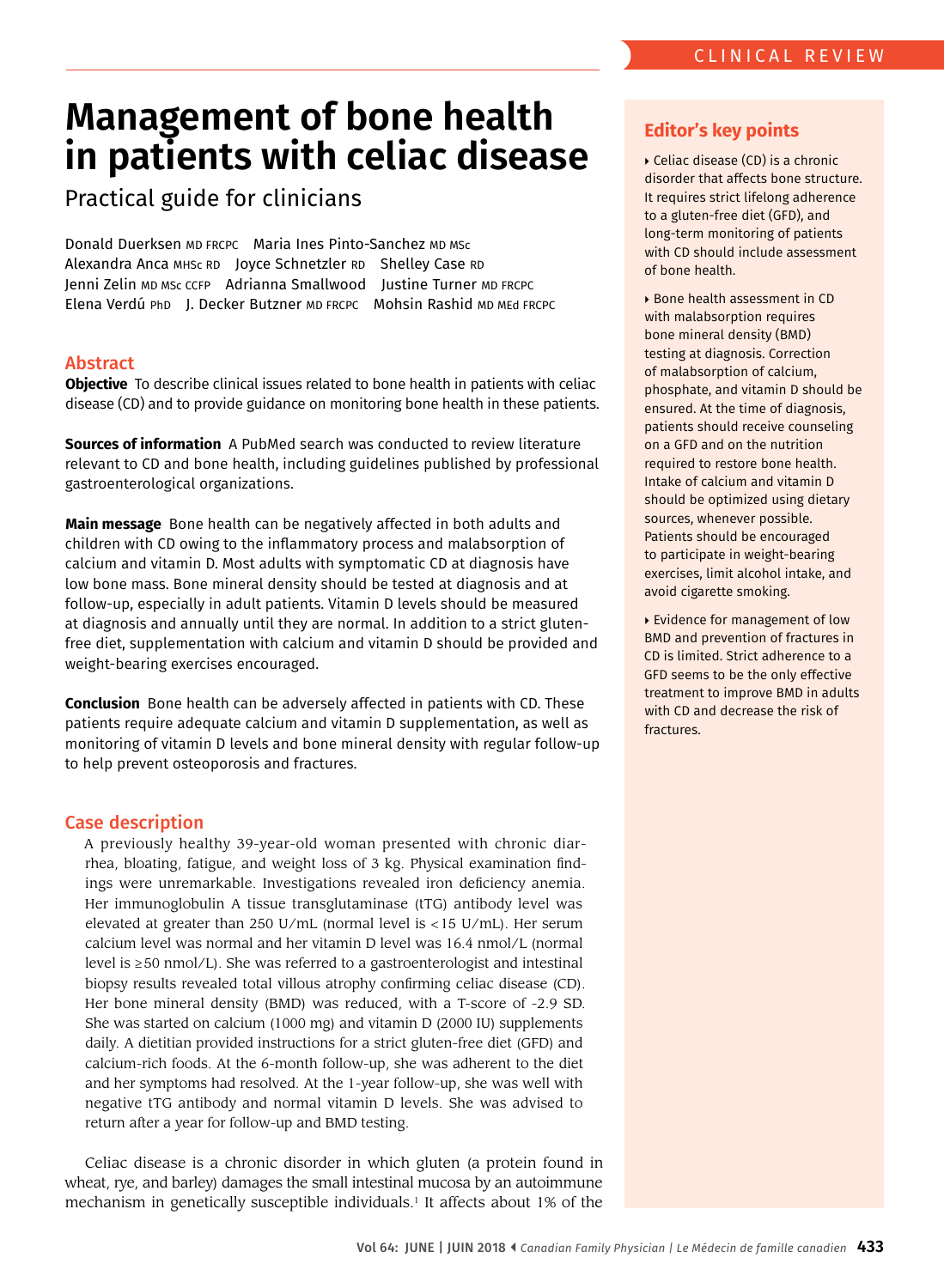# Management of bone health in patients with celiac disease

## Practical guide for clinicians

Donald Duerksen MD FRCPC   Maria Ines Pinto-Sanchez MD MSc
Alexandra Anca MHSc RD   Joyce Schnetzler RD   Shelley Case RD
Jenni Zelin MD MSc CCFP   Adrianna Smallwood   Justine Turner MD FRCPC
Elena Verdú PhD   J. Decker Butzner MD FRCPC   Mohsin Rashid MD MEd FRCPC

## Abstract

**Objective** To describe clinical issues related to bone health in patients with celiac disease (CD) and to provide guidance on monitoring bone health in these patients.

**Sources of information** A PubMed search was conducted to review literature relevant to CD and bone health, including guidelines published by professional gastroenterological organizations.

**Main message** Bone health can be negatively affected in both adults and children with CD owing to the inflammatory process and malabsorption of calcium and vitamin D. Most adults with symptomatic CD at diagnosis have low bone mass. Bone mineral density should be tested at diagnosis and at follow-up, especially in adult patients. Vitamin D levels should be measured at diagnosis and annually until they are normal. In addition to a strict gluten-free diet, supplementation with calcium and vitamin D should be provided and weight-bearing exercises encouraged.

**Conclusion** Bone health can be adversely affected in patients with CD. These patients require adequate calcium and vitamin D supplementation, as well as monitoring of vitamin D levels and bone mineral density with regular follow-up to help prevent osteoporosis and fractures.

## Editor's key points

- Celiac disease (CD) is a chronic disorder that affects bone structure. It requires strict lifelong adherence to a gluten-free diet (GFD), and long-term monitoring of patients with CD should include assessment of bone health.
- Bone health assessment in CD with malabsorption requires bone mineral density (BMD) testing at diagnosis. Correction of malabsorption of calcium, phosphate, and vitamin D should be ensured. At the time of diagnosis, patients should receive counseling on a GFD and on the nutrition required to restore bone health. Intake of calcium and vitamin D should be optimized using dietary sources, whenever possible. Patients should be encouraged to participate in weight-bearing exercises, limit alcohol intake, and avoid cigarette smoking.
- Evidence for management of low BMD and prevention of fractures in CD is limited. Strict adherence to a GFD seems to be the only effective treatment to improve BMD in adults with CD and decrease the risk of fractures.

## Case description

A previously healthy 39-year-old woman presented with chronic diarrhea, bloating, fatigue, and weight loss of 3 kg. Physical examination findings were unremarkable. Investigations revealed iron deficiency anemia. Her immunoglobulin A tissue transglutaminase (tTG) antibody level was elevated at greater than 250 U/mL (normal level is <15 U/mL). Her serum calcium level was normal and her vitamin D level was 16.4 nmol/L (normal level is ≥50 nmol/L). She was referred to a gastroenterologist and intestinal biopsy results revealed total villous atrophy confirming celiac disease (CD). Her bone mineral density (BMD) was reduced, with a T-score of -2.9 SD. She was started on calcium (1000 mg) and vitamin D (2000 IU) supplements daily. A dietitian provided instructions for a strict gluten-free diet (GFD) and calcium-rich foods. At the 6-month follow-up, she was adherent to the diet and her symptoms had resolved. At the 1-year follow-up, she was well with negative tTG antibody and normal vitamin D levels. She was advised to return after a year for follow-up and BMD testing.

Celiac disease is a chronic disorder in which gluten (a protein found in wheat, rye, and barley) damages the small intestinal mucosa by an autoimmune mechanism in genetically susceptible individuals.[1] It affects about 1% of the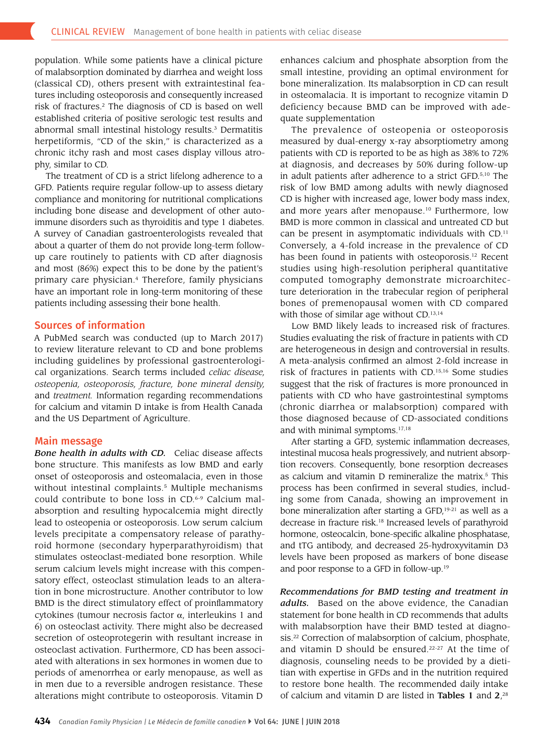population. While some patients have a clinical picture of malabsorption dominated by diarrhea and weight loss (classical CD), others present with extraintestinal features including osteoporosis and consequently increased risk of fractures.[2] The diagnosis of CD is based on well established criteria of positive serologic test results and abnormal small intestinal histology results.[3] Dermatitis herpetiformis, "CD of the skin," is characterized as a chronic itchy rash and most cases display villous atrophy, similar to CD.

The treatment of CD is a strict lifelong adherence to a GFD. Patients require regular follow-up to assess dietary compliance and monitoring for nutritional complications including bone disease and development of other autoimmune disorders such as thyroiditis and type 1 diabetes. A survey of Canadian gastroenterologists revealed that about a quarter of them do not provide long-term follow-up care routinely to patients with CD after diagnosis and most (86%) expect this to be done by the patient's primary care physician.[4] Therefore, family physicians have an important role in long-term monitoring of these patients including assessing their bone health.

## Sources of information

A PubMed search was conducted (up to March 2017) to review literature relevant to CD and bone problems including guidelines by professional gastroenterological organizations. Search terms included *celiac disease, osteopenia, osteoporosis, fracture, bone mineral density,* and *treatment.* Information regarding recommendations for calcium and vitamin D intake is from Health Canada and the US Department of Agriculture.

## Main message

***Bone health in adults with CD.*** Celiac disease affects bone structure. This manifests as low BMD and early onset of osteoporosis and osteomalacia, even in those without intestinal complaints.[5] Multiple mechanisms could contribute to bone loss in CD.[6-9] Calcium malabsorption and resulting hypocalcemia might directly lead to osteopenia or osteoporosis. Low serum calcium levels precipitate a compensatory release of parathyroid hormone (secondary hyperparathyroidism) that stimulates osteoclast-mediated bone resorption. While serum calcium levels might increase with this compensatory effect, osteoclast stimulation leads to an alteration in bone microstructure. Another contributor to low BMD is the direct stimulatory effect of proinflammatory cytokines (tumour necrosis factor $\alpha$, interleukins 1 and 6) on osteoclast activity. There might also be decreased secretion of osteoprotegerin with resultant increase in osteoclast activation. Furthermore, CD has been associated with alterations in sex hormones in women due to periods of amenorrhea or early menopause, as well as in men due to a reversible androgen resistance. These alterations might contribute to osteoporosis. Vitamin D enhances calcium and phosphate absorption from the small intestine, providing an optimal environment for bone mineralization. Its malabsorption in CD can result in osteomalacia. It is important to recognize vitamin D deficiency because BMD can be improved with adequate supplementation

The prevalence of osteopenia or osteoporosis measured by dual-energy x-ray absorptiometry among patients with CD is reported to be as high as 38% to 72% at diagnosis, and decreases by 50% during follow-up in adult patients after adherence to a strict GFD.[5,10] The risk of low BMD among adults with newly diagnosed CD is higher with increased age, lower body mass index, and more years after menopause.[10] Furthermore, low BMD is more common in classical and untreated CD but can be present in asymptomatic individuals with CD.[11] Conversely, a 4-fold increase in the prevalence of CD has been found in patients with osteoporosis.[12] Recent studies using high-resolution peripheral quantitative computed tomography demonstrate microarchitecture deterioration in the trabecular region of peripheral bones of premenopausal women with CD compared with those of similar age without CD.[13,14]

Low BMD likely leads to increased risk of fractures. Studies evaluating the risk of fracture in patients with CD are heterogeneous in design and controversial in results. A meta-analysis confirmed an almost 2-fold increase in risk of fractures in patients with CD.[15,16] Some studies suggest that the risk of fractures is more pronounced in patients with CD who have gastrointestinal symptoms (chronic diarrhea or malabsorption) compared with those diagnosed because of CD-associated conditions and with minimal symptoms.[17,18]

After starting a GFD, systemic inflammation decreases, intestinal mucosa heals progressively, and nutrient absorption recovers. Consequently, bone resorption decreases as calcium and vitamin D remineralize the matrix.[5] This process has been confirmed in several studies, including some from Canada, showing an improvement in bone mineralization after starting a GFD,[19-21] as well as a decrease in fracture risk.[18] Increased levels of parathyroid hormone, osteocalcin, bone-specific alkaline phosphatase, and tTG antibody, and decreased 25-hydroxyvitamin D3 levels have been proposed as markers of bone disease and poor response to a GFD in follow-up.[19]

***Recommendations for BMD testing and treatment in adults.*** Based on the above evidence, the Canadian statement for bone health in CD recommends that adults with malabsorption have their BMD tested at diagnosis.[22] Correction of malabsorption of calcium, phosphate, and vitamin D should be ensured.[22-27] At the time of diagnosis, counseling needs to be provided by a dietitian with expertise in GFDs and in the nutrition required to restore bone health. The recommended daily intake of calcium and vitamin D are listed in **Tables 1** and **2**,[28]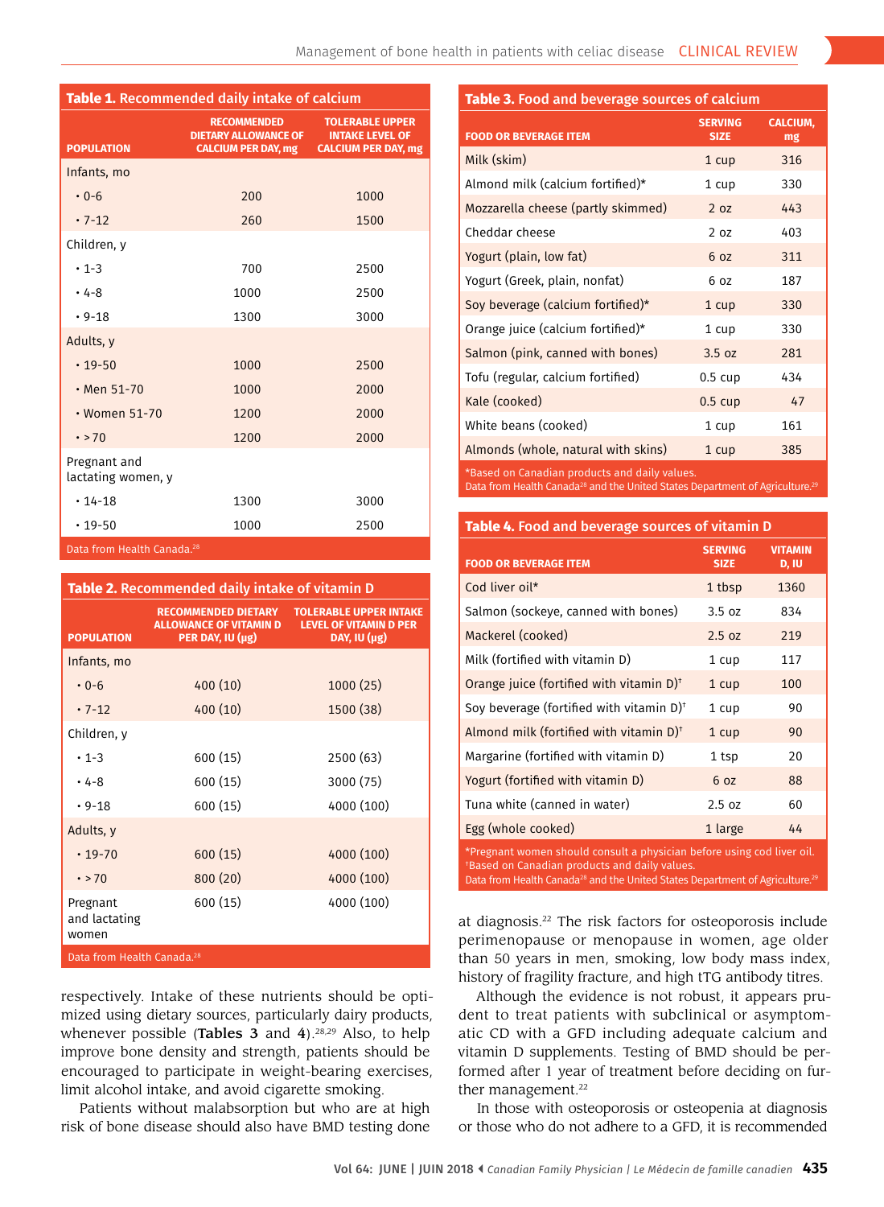**Table 1.** Recommended daily intake of calcium

| POPULATION | RECOMMENDED DIETARY ALLOWANCE OF CALCIUM PER DAY, mg | TOLERABLE UPPER INTAKE LEVEL OF CALCIUM PER DAY, mg |
|---|---|---|
| Infants, mo | | |
| • 0-6 | 200 | 1000 |
| • 7-12 | 260 | 1500 |
| Children, y | | |
| • 1-3 | 700 | 2500 |
| • 4-8 | 1000 | 2500 |
| • 9-18 | 1300 | 3000 |
| Adults, y | | |
| • 19-50 | 1000 | 2500 |
| • Men 51-70 | 1000 | 2000 |
| • Women 51-70 | 1200 | 2000 |
| • >70 | 1200 | 2000 |
| Pregnant and lactating women, y | | |
| • 14-18 | 1300 | 3000 |
| • 19-50 | 1000 | 2500 |

Data from Health Canada.[28]

**Table 2.** Recommended daily intake of vitamin D

| POPULATION | RECOMMENDED DIETARY ALLOWANCE OF VITAMIN D PER DAY, IU (µg) | TOLERABLE UPPER INTAKE LEVEL OF VITAMIN D PER DAY, IU (µg) |
|---|---|---|
| Infants, mo | | |
| • 0-6 | 400 (10) | 1000 (25) |
| • 7-12 | 400 (10) | 1500 (38) |
| Children, y | | |
| • 1-3 | 600 (15) | 2500 (63) |
| • 4-8 | 600 (15) | 3000 (75) |
| • 9-18 | 600 (15) | 4000 (100) |
| Adults, y | | |
| • 19-70 | 600 (15) | 4000 (100) |
| • >70 | 800 (20) | 4000 (100) |
| Pregnant and lactating women | 600 (15) | 4000 (100) |

Data from Health Canada.[28]

**Table 3.** Food and beverage sources of calcium

| FOOD OR BEVERAGE ITEM | SERVING SIZE | CALCIUM, mg |
|---|---|---|
| Milk (skim) | 1 cup | 316 |
| Almond milk (calcium fortified)* | 1 cup | 330 |
| Mozzarella cheese (partly skimmed) | 2 oz | 443 |
| Cheddar cheese | 2 oz | 403 |
| Yogurt (plain, low fat) | 6 oz | 311 |
| Yogurt (Greek, plain, nonfat) | 6 oz | 187 |
| Soy beverage (calcium fortified)* | 1 cup | 330 |
| Orange juice (calcium fortified)* | 1 cup | 330 |
| Salmon (pink, canned with bones) | 3.5 oz | 281 |
| Tofu (regular, calcium fortified) | 0.5 cup | 434 |
| Kale (cooked) | 0.5 cup | 47 |
| White beans (cooked) | 1 cup | 161 |
| Almonds (whole, natural with skins) | 1 cup | 385 |

*Based on Canadian products and daily values.
Data from Health Canada[28] and the United States Department of Agriculture.[29]

**Table 4.** Food and beverage sources of vitamin D

| FOOD OR BEVERAGE ITEM | SERVING SIZE | VITAMIN D, IU |
|---|---|---|
| Cod liver oil* | 1 tbsp | 1360 |
| Salmon (sockeye, canned with bones) | 3.5 oz | 834 |
| Mackerel (cooked) | 2.5 oz | 219 |
| Milk (fortified with vitamin D) | 1 cup | 117 |
| Orange juice (fortified with vitamin D)† | 1 cup | 100 |
| Soy beverage (fortified with vitamin D)† | 1 cup | 90 |
| Almond milk (fortified with vitamin D)† | 1 cup | 90 |
| Margarine (fortified with vitamin D) | 1 tsp | 20 |
| Yogurt (fortified with vitamin D) | 6 oz | 88 |
| Tuna white (canned in water) | 2.5 oz | 60 |
| Egg (whole cooked) | 1 large | 44 |

*Pregnant women should consult a physician before using cod liver oil.
†Based on Canadian products and daily values.
Data from Health Canada[28] and the United States Department of Agriculture.[29]

respectively. Intake of these nutrients should be optimized using dietary sources, particularly dairy products, whenever possible (**Tables 3** and **4**).[28,29] Also, to help improve bone density and strength, patients should be encouraged to participate in weight-bearing exercises, limit alcohol intake, and avoid cigarette smoking.

Patients without malabsorption but who are at high risk of bone disease should also have BMD testing done at diagnosis.[22] The risk factors for osteoporosis include perimenopause or menopause in women, age older than 50 years in men, smoking, low body mass index, history of fragility fracture, and high tTG antibody titres.

Although the evidence is not robust, it appears prudent to treat patients with subclinical or asymptomatic CD with a GFD including adequate calcium and vitamin D supplements. Testing of BMD should be performed after 1 year of treatment before deciding on further management.[22]

In those with osteoporosis or osteopenia at diagnosis or those who do not adhere to a GFD, it is recommended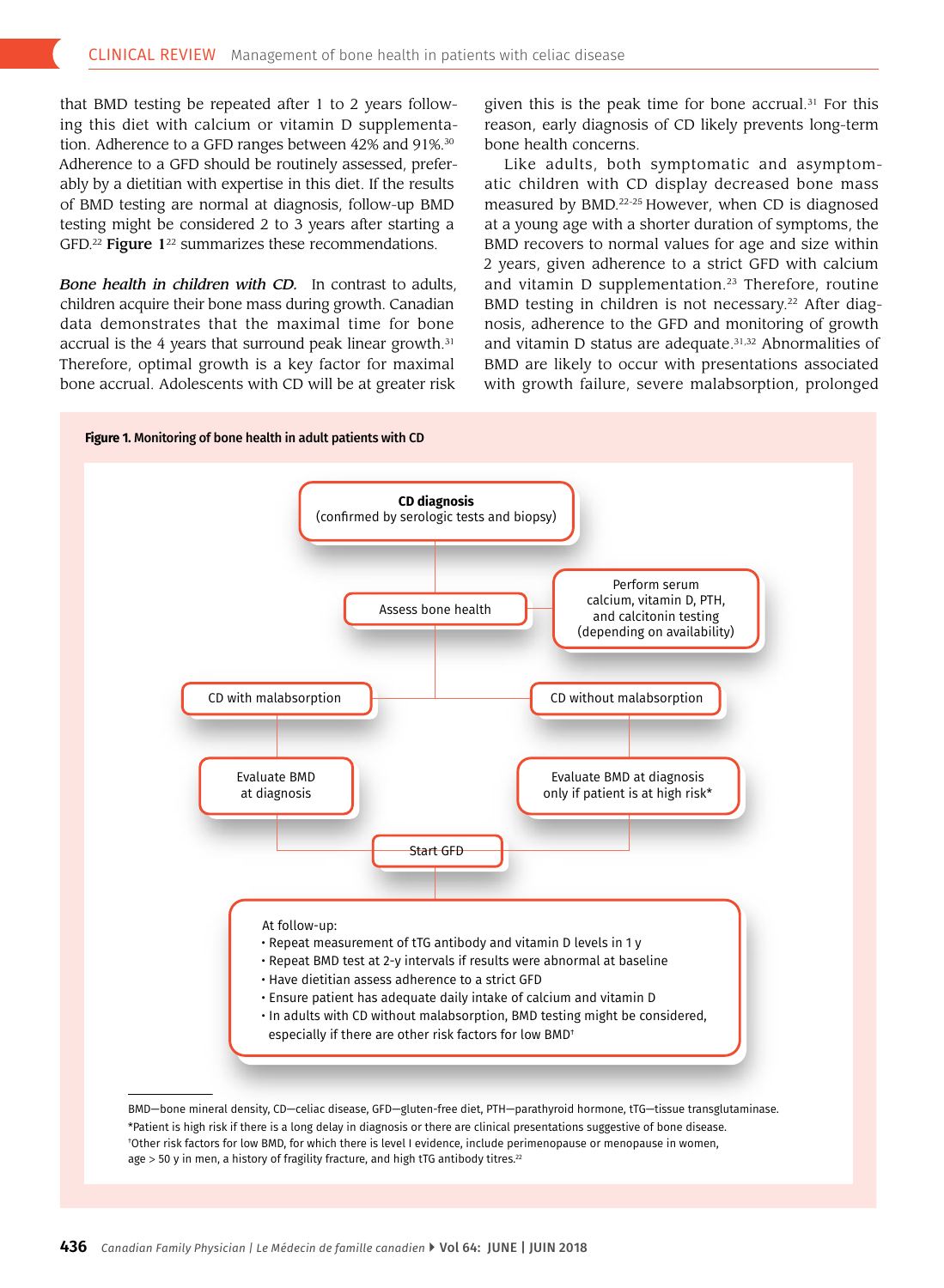that BMD testing be repeated after 1 to 2 years following this diet with calcium or vitamin D supplementation. Adherence to a GFD ranges between 42% and 91%.[30] Adherence to a GFD should be routinely assessed, preferably by a dietitian with expertise in this diet. If the results of BMD testing are normal at diagnosis, follow-up BMD testing might be considered 2 to 3 years after starting a GFD.[22] **Figure 1**[22] summarizes these recommendations.

***Bone health in children with CD.*** In contrast to adults, children acquire their bone mass during growth. Canadian data demonstrates that the maximal time for bone accrual is the 4 years that surround peak linear growth.[31] Therefore, optimal growth is a key factor for maximal bone accrual. Adolescents with CD will be at greater risk given this is the peak time for bone accrual.[31] For this reason, early diagnosis of CD likely prevents long-term bone health concerns.

Like adults, both symptomatic and asymptomatic children with CD display decreased bone mass measured by BMD.[22-25] However, when CD is diagnosed at a young age with a shorter duration of symptoms, the BMD recovers to normal values for age and size within 2 years, given adherence to a strict GFD with calcium and vitamin D supplementation.[23] Therefore, routine BMD testing in children is not necessary.[22] After diagnosis, adherence to the GFD and monitoring of growth and vitamin D status are adequate.[31,32] Abnormalities of BMD are likely to occur with presentations associated with growth failure, severe malabsorption, prolonged

**Figure 1. Monitoring of bone health in adult patients with CD**

- **CD diagnosis** (confirmed by serologic tests and biopsy)
  - Assess bone health → Perform serum calcium, vitamin D, PTH, and calcitonin testing (depending on availability)
    - CD with malabsorption → Evaluate BMD at diagnosis → Start GFD
    - CD without malabsorption → Evaluate BMD at diagnosis only if patient is at high risk* → Start GFD
      - At follow-up:
        - Repeat measurement of tTG antibody and vitamin D levels in 1 y
        - Repeat BMD test at 2-y intervals if results were abnormal at baseline
        - Have dietitian assess adherence to a strict GFD
        - Ensure patient has adequate daily intake of calcium and vitamin D
        - In adults with CD without malabsorption, BMD testing might be considered, especially if there are other risk factors for low BMD†

BMD—bone mineral density, CD—celiac disease, GFD—gluten-free diet, PTH—parathyroid hormone, tTG—tissue transglutaminase.

*Patient is high risk if there is a long delay in diagnosis or there are clinical presentations suggestive of bone disease.

†Other risk factors for low BMD, for which there is level I evidence, include perimenopause or menopause in women, age > 50 y in men, a history of fragility fracture, and high tTG antibody titres.[22]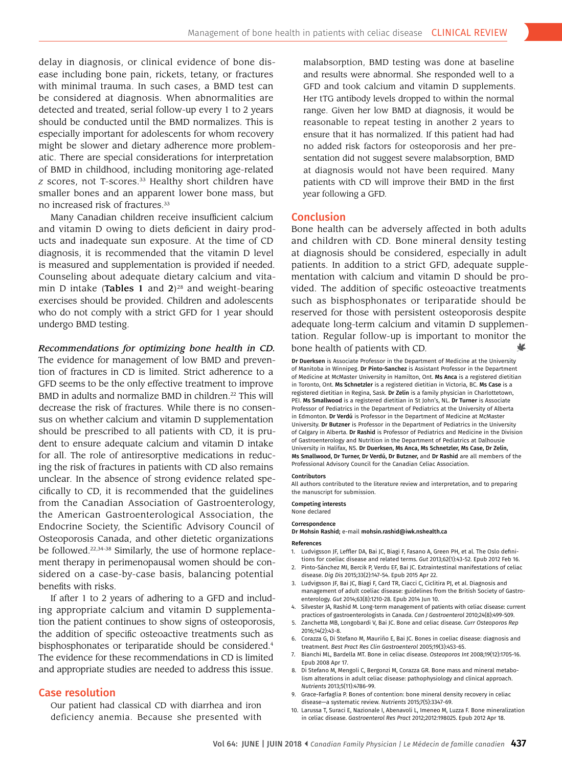delay in diagnosis, or clinical evidence of bone disease including bone pain, rickets, tetany, or fractures with minimal trauma. In such cases, a BMD test can be considered at diagnosis. When abnormalities are detected and treated, serial follow-up every 1 to 2 years should be conducted until the BMD normalizes. This is especially important for adolescents for whom recovery might be slower and dietary adherence more problematic. There are special considerations for interpretation of BMD in childhood, including monitoring age-related *z* scores, not T-scores.[33] Healthy short children have smaller bones and an apparent lower bone mass, but no increased risk of fractures.[33]

Many Canadian children receive insufficient calcium and vitamin D owing to diets deficient in dairy products and inadequate sun exposure. At the time of CD diagnosis, it is recommended that the vitamin D level is measured and supplementation is provided if needed. Counseling about adequate dietary calcium and vitamin D intake (**Tables 1** and **2**)[28] and weight-bearing exercises should be provided. Children and adolescents who do not comply with a strict GFD for 1 year should undergo BMD testing.

***Recommendations for optimizing bone health in CD.*** The evidence for management of low BMD and prevention of fractures in CD is limited. Strict adherence to a GFD seems to be the only effective treatment to improve BMD in adults and normalize BMD in children.[22] This will decrease the risk of fractures. While there is no consensus on whether calcium and vitamin D supplementation should be prescribed to all patients with CD, it is prudent to ensure adequate calcium and vitamin D intake for all. The role of antiresorptive medications in reducing the risk of fractures in patients with CD also remains unclear. In the absence of strong evidence related specifically to CD, it is recommended that the guidelines from the Canadian Association of Gastroenterology, the American Gastroenterological Association, the Endocrine Society, the Scientific Advisory Council of Osteoporosis Canada, and other dietetic organizations be followed.[22,34-38] Similarly, the use of hormone replacement therapy in perimenopausal women should be considered on a case-by-case basis, balancing potential benefits with risks.

If after 1 to 2 years of adhering to a GFD and including appropriate calcium and vitamin D supplementation the patient continues to show signs of osteoporosis, the addition of specific osteoactive treatments such as bisphosphonates or teriparatide should be considered.[4] The evidence for these recommendations in CD is limited and appropriate studies are needed to address this issue.

## Case resolution

Our patient had classical CD with diarrhea and iron deficiency anemia. Because she presented with malabsorption, BMD testing was done at baseline and results were abnormal. She responded well to a GFD and took calcium and vitamin D supplements. Her tTG antibody levels dropped to within the normal range. Given her low BMD at diagnosis, it would be reasonable to repeat testing in another 2 years to ensure that it has normalized. If this patient had had no added risk factors for osteoporosis and her presentation did not suggest severe malabsorption, BMD at diagnosis would not have been required. Many patients with CD will improve their BMD in the first year following a GFD.

## Conclusion

Bone health can be adversely affected in both adults and children with CD. Bone mineral density testing at diagnosis should be considered, especially in adult patients. In addition to a strict GFD, adequate supplementation with calcium and vitamin D should be provided. The addition of specific osteoactive treatments such as bisphosphonates or teriparatide should be reserved for those with persistent osteoporosis despite adequate long-term calcium and vitamin D supplementation. Regular follow-up is important to monitor the bone health of patients with CD.

**Dr Duerksen** is Associate Professor in the Department of Medicine at the University of Manitoba in Winnipeg. **Dr Pinto-Sanchez** is Assistant Professor in the Department of Medicine at McMaster University in Hamilton, Ont. **Ms Anca** is a registered dietitian in Toronto, Ont. **Ms Schnetzler** is a registered dietitian in Victoria, BC. **Ms Case** is a registered dietitian in Regina, Sask. **Dr Zelin** is a family physician in Charlottetown, PEI. **Ms Smallwood** is a registered dietitian in St John's, NL. **Dr Turner** is Associate Professor of Pediatrics in the Department of Pediatrics at the University of Alberta in Edmonton. **Dr Verdú** is Professor in the Department of Medicine at McMaster University. **Dr Butzner** is Professor in the Department of Pediatrics in the University of Calgary in Alberta. **Dr Rashid** is Professor of Pediatrics and Medicine in the Division of Gastroenterology and Nutrition in the Department of Pediatrics at Dalhousie University in Halifax, NS. **Dr Duerksen, Ms Anca, Ms Schnetzler, Ms Case, Dr Zelin, Ms Smallwood, Dr Turner, Dr Verdú, Dr Butzner,** and **Dr Rashid** are all members of the Professional Advisory Council for the Canadian Celiac Association.

**Contributors**

All authors contributed to the literature review and interpretation, and to preparing the manuscript for submission.

**Competing interests**

None declared

**Correspondence**

**Dr Mohsin Rashid;** e-mail **mohsin.rashid@iwk.nshealth.ca**

**References**

1. Ludvigsson JF, Leffler DA, Bai JC, Biagi F, Fasano A, Green PH, et al. The Oslo definitions for coeliac disease and related terms. *Gut* 2013;62(1):43-52. Epub 2012 Feb 16.
2. Pinto-Sánchez MI, Bercik P, Verdu EF, Bai JC. Extraintestinal manifestations of celiac disease. *Dig Dis* 2015;33(2):147-54. Epub 2015 Apr 22.
3. Ludvigsson JF, Bai JC, Biagi F, Card TR, Ciacci C, Ciclitira PJ, et al. Diagnosis and management of adult coeliac disease: guidelines from the British Society of Gastroenterology. *Gut* 2014;63(8):1210-28. Epub 2014 Jun 10.
4. Silvester JA, Rashid M. Long-term management of patients with celiac disease: current practices of gastroenterologists in Canada. *Can J Gastroenterol* 2010;24(8):499-509.
5. Zanchetta MB, Longobardi V, Bai JC. Bone and celiac disease. *Curr Osteoporos Rep* 2016;14(2):43-8.
6. Corazza G, Di Stefano M, Mauriño E, Bai JC. Bones in coeliac disease: diagnosis and treatment. *Best Pract Res Clin Gastroenterol* 2005;19(3):453-65.
7. Bianchi ML, Bardella MT. Bone in celiac disease. *Osteoporos Int* 2008;19(12):1705-16. Epub 2008 Apr 17.
8. Di Stefano M, Mengoli C, Bergonzi M, Corazza GR. Bone mass and mineral metabolism alterations in adult celiac disease: pathophysiology and clinical approach. *Nutrients* 2013;5(11):4786-99.
9. Grace-Farfaglia P. Bones of contention: bone mineral density recovery in celiac disease—a systematic review. *Nutrients* 2015;7(5):3347-69.
10. Larussa T, Suraci E, Nazionale I, Abenavoli L, Imeneo M, Luzza F. Bone mineralization in celiac disease. *Gastroenterol Res Pract* 2012;2012:198025. Epub 2012 Apr 18.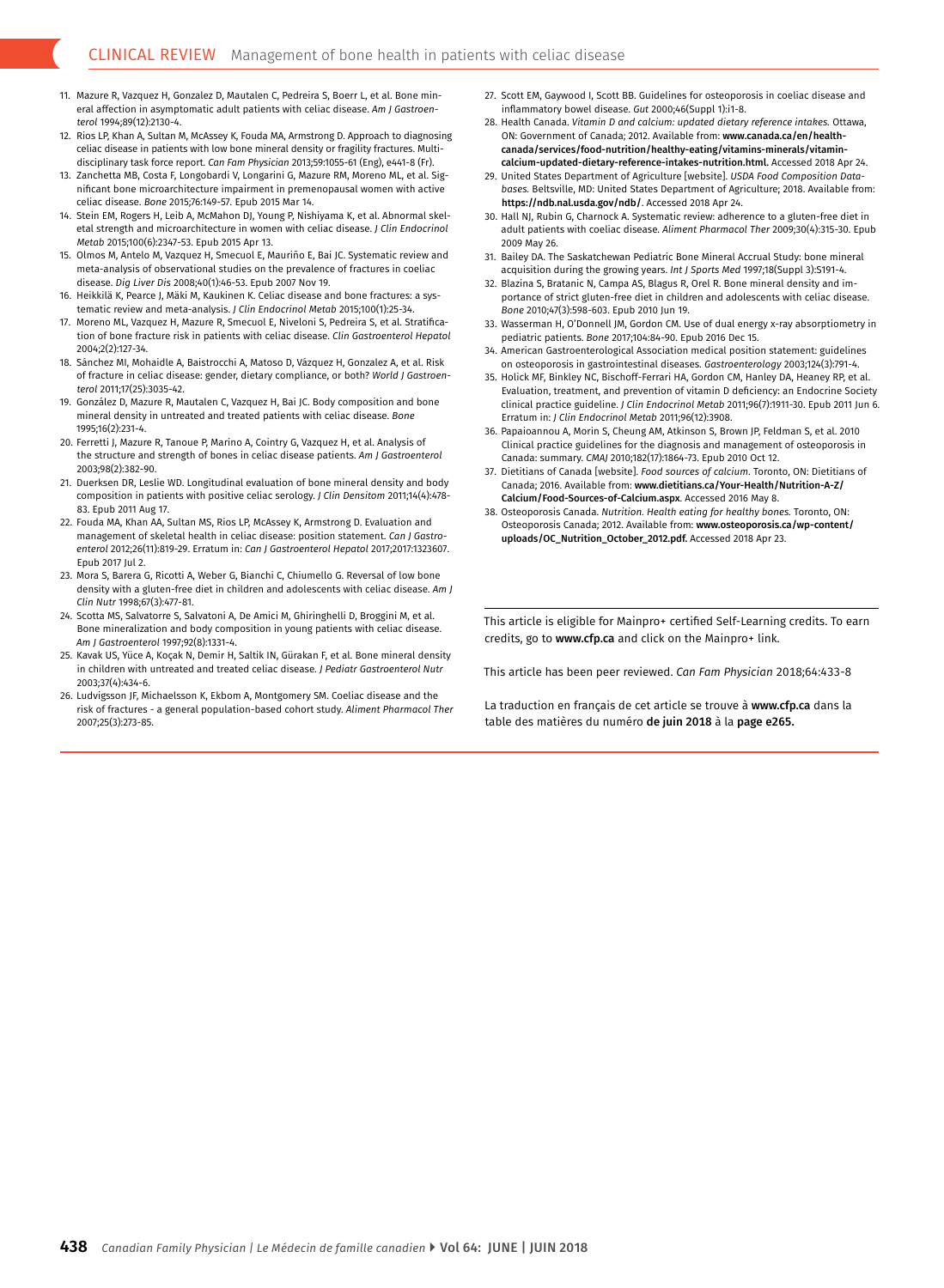11. Mazure R, Vazquez H, Gonzalez D, Mautalen C, Pedreira S, Boerr L, et al. Bone mineral affection in asymptomatic adult patients with celiac disease. *Am J Gastroenterol* 1994;89(12):2130-4.
12. Rios LP, Khan A, Sultan M, McAssey K, Fouda MA, Armstrong D. Approach to diagnosing celiac disease in patients with low bone mineral density or fragility fractures. Multidisciplinary task force report. *Can Fam Physician* 2013;59:1055-61 (Eng), e441-8 (Fr).
13. Zanchetta MB, Costa F, Longobardi V, Longarini G, Mazure RM, Moreno ML, et al. Significant bone microarchitecture impairment in premenopausal women with active celiac disease. *Bone* 2015;76:149-57. Epub 2015 Mar 14.
14. Stein EM, Rogers H, Leib A, McMahon DJ, Young P, Nishiyama K, et al. Abnormal skeletal strength and microarchitecture in women with celiac disease. *J Clin Endocrinol Metab* 2015;100(6):2347-53. Epub 2015 Apr 13.
15. Olmos M, Antelo M, Vazquez H, Smecuol E, Mauriño E, Bai JC. Systematic review and meta-analysis of observational studies on the prevalence of fractures in coeliac disease. *Dig Liver Dis* 2008;40(1):46-53. Epub 2007 Nov 19.
16. Heikkilä K, Pearce J, Mäki M, Kaukinen K. Celiac disease and bone fractures: a systematic review and meta-analysis. *J Clin Endocrinol Metab* 2015;100(1):25-34.
17. Moreno ML, Vazquez H, Mazure R, Smecuol E, Niveloni S, Pedreira S, et al. Stratification of bone fracture risk in patients with celiac disease. *Clin Gastroenterol Hepatol* 2004;2(2):127-34.
18. Sánchez MI, Mohaidle A, Baistrocchi A, Matoso D, Vázquez H, Gonzalez A, et al. Risk of fracture in celiac disease: gender, dietary compliance, or both? *World J Gastroenterol* 2011;17(25):3035-42.
19. González D, Mazure R, Mautalen C, Vazquez H, Bai JC. Body composition and bone mineral density in untreated and treated patients with celiac disease. *Bone* 1995;16(2):231-4.
20. Ferretti J, Mazure R, Tanoue P, Marino A, Cointry G, Vazquez H, et al. Analysis of the structure and strength of bones in celiac disease patients. *Am J Gastroenterol* 2003;98(2):382-90.
21. Duerksen DR, Leslie WD. Longitudinal evaluation of bone mineral density and body composition in patients with positive celiac serology. *J Clin Densitom* 2011;14(4):478-83. Epub 2011 Aug 17.
22. Fouda MA, Khan AA, Sultan MS, Rios LP, McAssey K, Armstrong D. Evaluation and management of skeletal health in celiac disease: position statement. *Can J Gastroenterol* 2012;26(11):819-29. Erratum in: *Can J Gastroenterol Hepatol* 2017;2017:1323607. Epub 2017 Jul 2.
23. Mora S, Barera G, Ricotti A, Weber G, Bianchi C, Chiumello G. Reversal of low bone density with a gluten-free diet in children and adolescents with celiac disease. *Am J Clin Nutr* 1998;67(3):477-81.
24. Scotta MS, Salvatore S, Salvatoni A, De Amici M, Ghiringhelli D, Broggini M, et al. Bone mineralization and body composition in young patients with celiac disease. *Am J Gastroenterol* 1997;92(8):1331-4.
25. Kavak US, Yüce A, Koçak N, Demir H, Saltik IN, Gürakan F, et al. Bone mineral density in children with untreated and treated celiac disease. *J Pediatr Gastroenterol Nutr* 2003;37(4):434-6.
26. Ludvigsson JF, Michaelsson K, Ekbom A, Montgomery SM. Coeliac disease and the risk of fractures - a general population-based cohort study. *Aliment Pharmacol Ther* 2007;25(3):273-85.
27. Scott EM, Gaywood I, Scott BB. Guidelines for osteoporosis in coeliac disease and inflammatory bowel disease. *Gut* 2000;46(Suppl 1):i1-8.
28. Health Canada. *Vitamin D and calcium: updated dietary reference intakes.* Ottawa, ON: Government of Canada; 2012. Available from: **www.canada.ca/en/health-canada/services/food-nutrition/healthy-eating/vitamins-minerals/vitamin-calcium-updated-dietary-reference-intakes-nutrition.html**. Accessed 2018 Apr 24.
29. United States Department of Agriculture [website]. *USDA Food Composition Databases.* Beltsville, MD: United States Department of Agriculture; 2018. Available from: **https://ndb.nal.usda.gov/ndb/**. Accessed 2018 Apr 24.
30. Hall NJ, Rubin G, Charnock A. Systematic review: adherence to a gluten-free diet in adult patients with coeliac disease. *Aliment Pharmacol Ther* 2009;30(4):315-30. Epub 2009 May 26.
31. Bailey DA. The Saskatchewan Pediatric Bone Mineral Accrual Study: bone mineral acquisition during the growing years. *Int J Sports Med* 1997;18(Suppl 3):S191-4.
32. Blazina S, Bratanic N, Campa AS, Blagus R, Orel R. Bone mineral density and importance of strict gluten-free diet in children and adolescents with celiac disease. *Bone* 2010;47(3):598-603. Epub 2010 Jun 19.
33. Wasserman H, O'Donnell JM, Gordon CM. Use of dual energy x-ray absorptiometry in pediatric patients. *Bone* 2017;104:84-90. Epub 2016 Dec 15.
34. American Gastroenterological Association medical position statement: guidelines on osteoporosis in gastrointestinal diseases. *Gastroenterology* 2003;124(3):791-4.
35. Holick MF, Binkley NC, Bischoff-Ferrari HA, Gordon CM, Hanley DA, Heaney RP, et al. Evaluation, treatment, and prevention of vitamin D deficiency: an Endocrine Society clinical practice guideline. *J Clin Endocrinol Metab* 2011;96(7):1911-30. Epub 2011 Jun 6. Erratum in: *J Clin Endocrinol Metab* 2011;96(12):3908.
36. Papaioannou A, Morin S, Cheung AM, Atkinson S, Brown JP, Feldman S, et al. 2010 Clinical practice guidelines for the diagnosis and management of osteoporosis in Canada: summary. *CMAJ* 2010;182(17):1864-73. Epub 2010 Oct 12.
37. Dietitians of Canada [website]. *Food sources of calcium.* Toronto, ON: Dietitians of Canada; 2016. Available from: **www.dietitians.ca/Your-Health/Nutrition-A-Z/Calcium/Food-Sources-of-Calcium.aspx**. Accessed 2016 May 8.
38. Osteoporosis Canada. *Nutrition. Health eating for healthy bones.* Toronto, ON: Osteoporosis Canada; 2012. Available from: **www.osteoporosis.ca/wp-content/uploads/OC_Nutrition_October_2012.pdf.** Accessed 2018 Apr 23.

---

This article is eligible for Mainpro+ certified Self-Learning credits. To earn credits, go to **www.cfp.ca** and click on the Mainpro+ link.

This article has been peer reviewed. *Can Fam Physician* 2018;64:433-8

La traduction en français de cet article se trouve à **www.cfp.ca** dans la table des matières du numéro **de juin 2018** à la **page e265.**